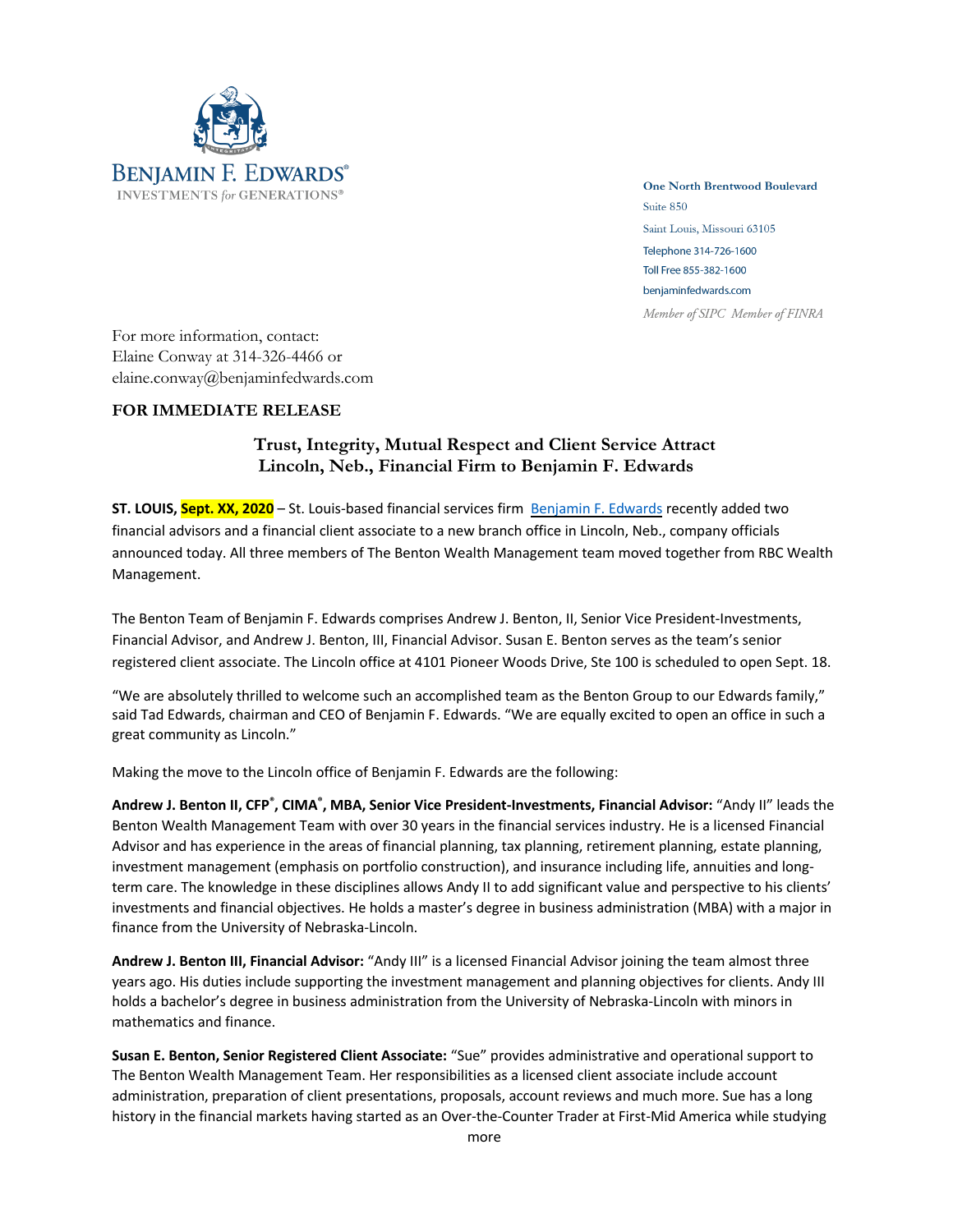**BENJAMIN F. EDWARDS®**
INVESTMENTS *for* GENERATIONS®

One North Brentwood Boulevard
Suite 850
Saint Louis, Missouri 63105
Telephone 314-726-1600
Toll Free 855-382-1600
benjaminfedwards.com
*Member of SIPC Member of FINRA*

For more information, contact:
Elaine Conway at 314-326-4466 or
elaine.conway@benjaminfedwards.com

**FOR IMMEDIATE RELEASE**

## Trust, Integrity, Mutual Respect and Client Service Attract Lincoln, Neb., Financial Firm to Benjamin F. Edwards

**ST. LOUIS, Sept. XX, 2020** – St. Louis-based financial services firm Benjamin F. Edwards recently added two financial advisors and a financial client associate to a new branch office in Lincoln, Neb., company officials announced today. All three members of The Benton Wealth Management team moved together from RBC Wealth Management.

The Benton Team of Benjamin F. Edwards comprises Andrew J. Benton, II, Senior Vice President-Investments, Financial Advisor, and Andrew J. Benton, III, Financial Advisor. Susan E. Benton serves as the team's senior registered client associate. The Lincoln office at 4101 Pioneer Woods Drive, Ste 100 is scheduled to open Sept. 18.

"We are absolutely thrilled to welcome such an accomplished team as the Benton Group to our Edwards family," said Tad Edwards, chairman and CEO of Benjamin F. Edwards. "We are equally excited to open an office in such a great community as Lincoln."

Making the move to the Lincoln office of Benjamin F. Edwards are the following:

**Andrew J. Benton II, CFP®, CIMA®, MBA, Senior Vice President-Investments, Financial Advisor:** "Andy II" leads the Benton Wealth Management Team with over 30 years in the financial services industry. He is a licensed Financial Advisor and has experience in the areas of financial planning, tax planning, retirement planning, estate planning, investment management (emphasis on portfolio construction), and insurance including life, annuities and long-term care. The knowledge in these disciplines allows Andy II to add significant value and perspective to his clients' investments and financial objectives. He holds a master's degree in business administration (MBA) with a major in finance from the University of Nebraska-Lincoln.

**Andrew J. Benton III, Financial Advisor:** "Andy III" is a licensed Financial Advisor joining the team almost three years ago. His duties include supporting the investment management and planning objectives for clients. Andy III holds a bachelor's degree in business administration from the University of Nebraska-Lincoln with minors in mathematics and finance.

**Susan E. Benton, Senior Registered Client Associate:** "Sue" provides administrative and operational support to The Benton Wealth Management Team. Her responsibilities as a licensed client associate include account administration, preparation of client presentations, proposals, account reviews and much more. Sue has a long history in the financial markets having started as an Over-the-Counter Trader at First-Mid America while studying

more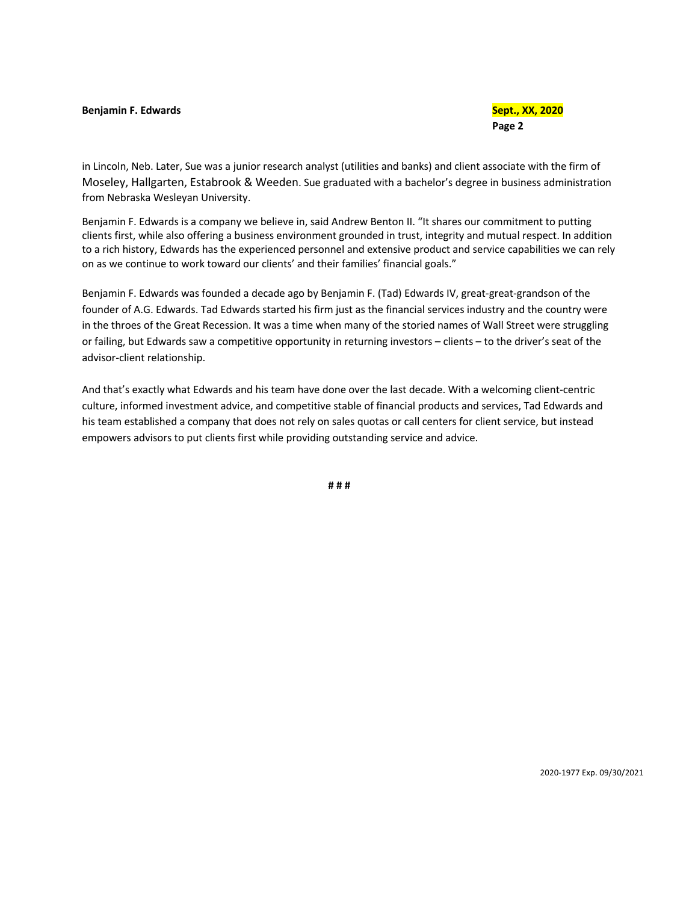in Lincoln, Neb. Later, Sue was a junior research analyst (utilities and banks) and client associate with the firm of Moseley, Hallgarten, Estabrook & Weeden. Sue graduated with a bachelor's degree in business administration from Nebraska Wesleyan University.

Benjamin F. Edwards is a company we believe in, said Andrew Benton II. "It shares our commitment to putting clients first, while also offering a business environment grounded in trust, integrity and mutual respect. In addition to a rich history, Edwards has the experienced personnel and extensive product and service capabilities we can rely on as we continue to work toward our clients' and their families' financial goals."

Benjamin F. Edwards was founded a decade ago by Benjamin F. (Tad) Edwards IV, great-great-grandson of the founder of A.G. Edwards. Tad Edwards started his firm just as the financial services industry and the country were in the throes of the Great Recession. It was a time when many of the storied names of Wall Street were struggling or failing, but Edwards saw a competitive opportunity in returning investors – clients – to the driver's seat of the advisor-client relationship.

And that's exactly what Edwards and his team have done over the last decade. With a welcoming client-centric culture, informed investment advice, and competitive stable of financial products and services, Tad Edwards and his team established a company that does not rely on sales quotas or call centers for client service, but instead empowers advisors to put clients first while providing outstanding service and advice.

# # #

2020-1977 Exp. 09/30/2021